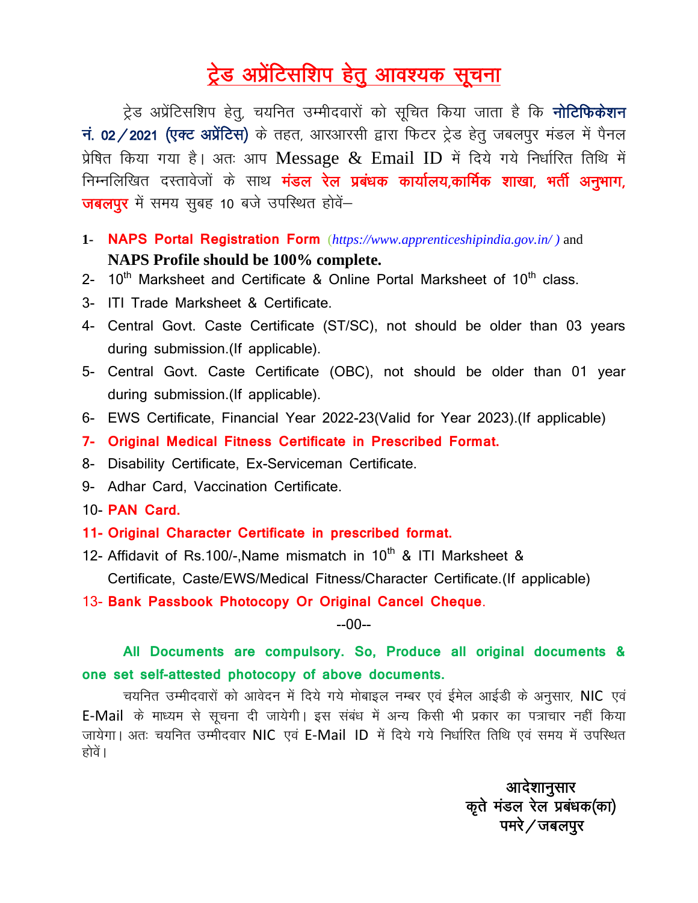# ट्रेड अप्रेंटिसशिप हेतु आवश्यक सूचना

ट्रेड अप्रेंटिसशिप हेतु, चयनित उम्मीदवारों को सूचित किया जाता है कि **नोटिफिकेशन नं. 02/2021 (एक्ट अप्रेंटिस)** के तहत, आरआरसी द्वारा फिटर ट्रेड हेतु जबलपुर मंडल में पैनल प्रेषित किया गया है। अतः आप Message & Email ID में दिये गये निर्धारित तिथि में निम्नलिखित दस्तावेजों के साथ **मंडल रेल प्रबंधक कार्यालय,कार्मिक शाखा, भर्ती अनुभाग, जबलपुर** में समय सुबह 10 बजे उपस्थित होवें–

1- **NAPS Portal Registration Form** (*https://www.apprenticeshipindia.gov.in/*) and **NAPS Profile should be 100% complete.**
2- 10th Marksheet and Certificate & Online Portal Marksheet of 10th class.
3- ITI Trade Marksheet & Certificate.
4- Central Govt. Caste Certificate (ST/SC), not should be older than 03 years during submission.(If applicable).
5- Central Govt. Caste Certificate (OBC), not should be older than 01 year during submission.(If applicable).
6- EWS Certificate, Financial Year 2022-23(Valid for Year 2023).(If applicable)
7- **Original Medical Fitness Certificate in Prescribed Format.**
8- Disability Certificate, Ex-Serviceman Certificate.
9- Adhar Card, Vaccination Certificate.
10- **PAN Card.**
11- **Original Character Certificate in prescribed format.**
12- Affidavit of Rs.100/-,Name mismatch in 10th & ITI Marksheet & Certificate, Caste/EWS/Medical Fitness/Character Certificate.(If applicable)
13- **Bank Passbook Photocopy Or Original Cancel Cheque**.

--00--

**All Documents are compulsory. So, Produce all original documents & one set self-attested photocopy of above documents.**

चयनित उम्मीदवारों को आवेदन में दिये गये मोबाइल नम्बर एवं ईमेल आईडी के अनुसार, NIC एवं E-Mail के माध्यम से सूचना दी जायेगी। इस संबंध में अन्य किसी भी प्रकार का पत्राचार नहीं किया जायेगा। अतः चयनित उम्मीदवार NIC एवं E-Mail ID में दिये गये निर्धारित तिथि एवं समय में उपस्थित होवें।

**आदेशानुसार**
**कृते मंडल रेल प्रबंधक(का)**
**पमरे/जबलपुर**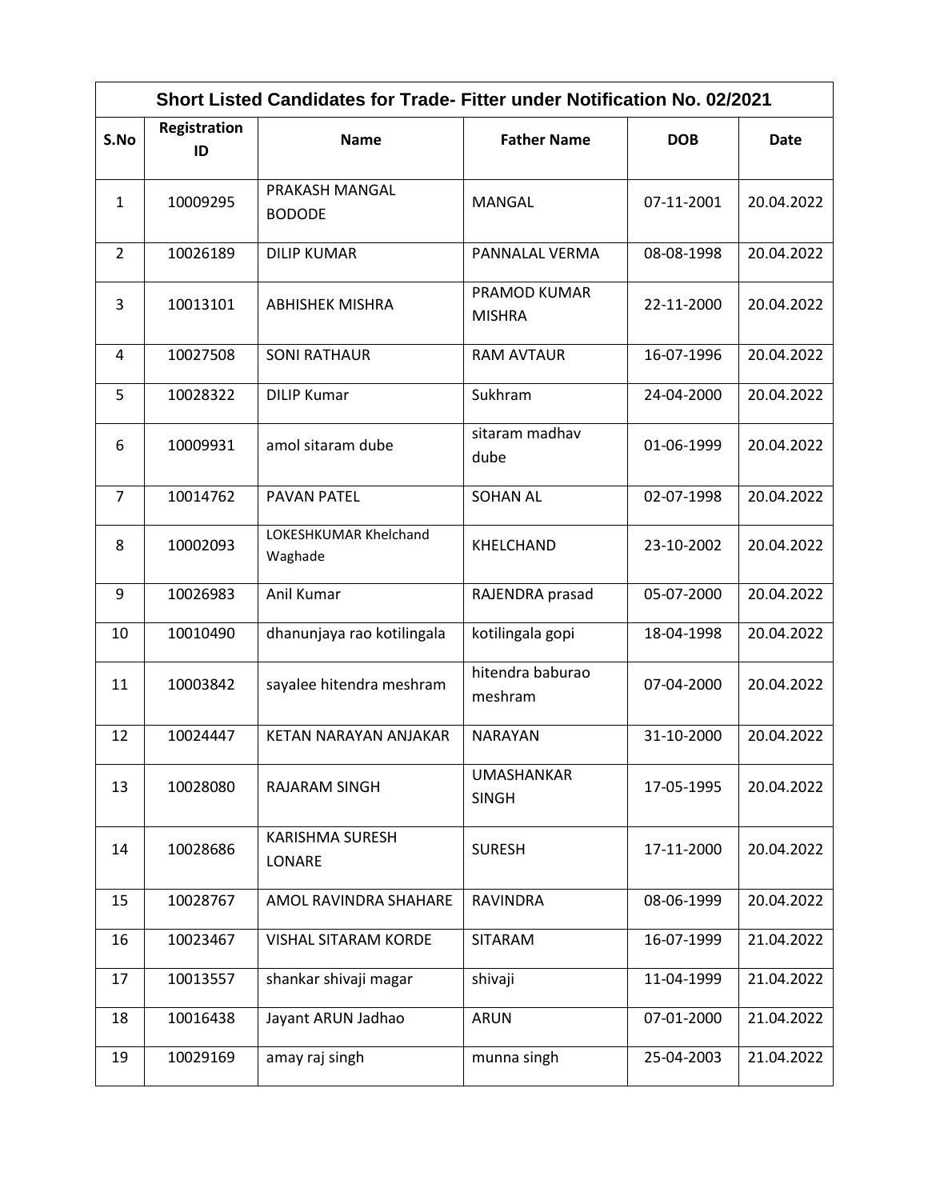| Short Listed Candidates for Trade- Fitter under Notification No. 02/2021 | | | | | |
|---|---|---|---|---|---|
| **S.No** | **Registration ID** | **Name** | **Father Name** | **DOB** | **Date** |
| 1 | 10009295 | PRAKASH MANGAL BODODE | MANGAL | 07-11-2001 | 20.04.2022 |
| 2 | 10026189 | DILIP KUMAR | PANNALAL VERMA | 08-08-1998 | 20.04.2022 |
| 3 | 10013101 | ABHISHEK MISHRA | PRAMOD KUMAR MISHRA | 22-11-2000 | 20.04.2022 |
| 4 | 10027508 | SONI RATHAUR | RAM AVTAUR | 16-07-1996 | 20.04.2022 |
| 5 | 10028322 | DILIP Kumar | Sukhram | 24-04-2000 | 20.04.2022 |
| 6 | 10009931 | amol sitaram dube | sitaram madhav dube | 01-06-1999 | 20.04.2022 |
| 7 | 10014762 | PAVAN PATEL | SOHAN AL | 02-07-1998 | 20.04.2022 |
| 8 | 10002093 | LOKESHKUMAR Khelchand Waghade | KHELCHAND | 23-10-2002 | 20.04.2022 |
| 9 | 10026983 | Anil Kumar | RAJENDRA prasad | 05-07-2000 | 20.04.2022 |
| 10 | 10010490 | dhanunjaya rao kotilingala | kotilingala gopi | 18-04-1998 | 20.04.2022 |
| 11 | 10003842 | sayalee hitendra meshram | hitendra baburao meshram | 07-04-2000 | 20.04.2022 |
| 12 | 10024447 | KETAN NARAYAN ANJAKAR | NARAYAN | 31-10-2000 | 20.04.2022 |
| 13 | 10028080 | RAJARAM SINGH | UMASHANKAR SINGH | 17-05-1995 | 20.04.2022 |
| 14 | 10028686 | KARISHMA SURESH LONARE | SURESH | 17-11-2000 | 20.04.2022 |
| 15 | 10028767 | AMOL RAVINDRA SHAHARE | RAVINDRA | 08-06-1999 | 20.04.2022 |
| 16 | 10023467 | VISHAL SITARAM KORDE | SITARAM | 16-07-1999 | 21.04.2022 |
| 17 | 10013557 | shankar shivaji magar | shivaji | 11-04-1999 | 21.04.2022 |
| 18 | 10016438 | Jayant ARUN Jadhao | ARUN | 07-01-2000 | 21.04.2022 |
| 19 | 10029169 | amay raj singh | munna singh | 25-04-2003 | 21.04.2022 |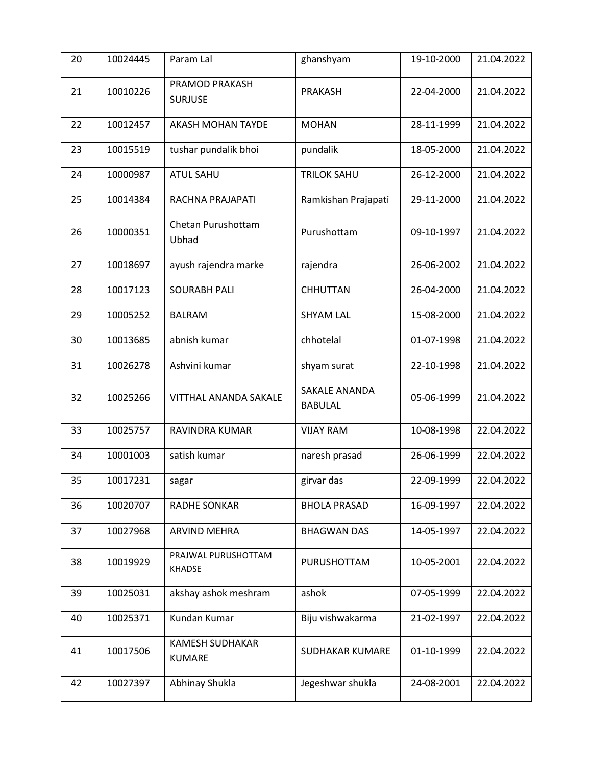| 20 | 10024445 | Param Lal | ghanshyam | 19-10-2000 | 21.04.2022 |
|---|---|---|---|---|---|
| 21 | 10010226 | PRAMOD PRAKASH SURJUSE | PRAKASH | 22-04-2000 | 21.04.2022 |
| 22 | 10012457 | AKASH MOHAN TAYDE | MOHAN | 28-11-1999 | 21.04.2022 |
| 23 | 10015519 | tushar pundalik bhoi | pundalik | 18-05-2000 | 21.04.2022 |
| 24 | 10000987 | ATUL SAHU | TRILOK SAHU | 26-12-2000 | 21.04.2022 |
| 25 | 10014384 | RACHNA PRAJAPATI | Ramkishan Prajapati | 29-11-2000 | 21.04.2022 |
| 26 | 10000351 | Chetan Purushottam Ubhad | Purushottam | 09-10-1997 | 21.04.2022 |
| 27 | 10018697 | ayush rajendra marke | rajendra | 26-06-2002 | 21.04.2022 |
| 28 | 10017123 | SOURABH PALI | CHHUTTAN | 26-04-2000 | 21.04.2022 |
| 29 | 10005252 | BALRAM | SHYAM LAL | 15-08-2000 | 21.04.2022 |
| 30 | 10013685 | abnish kumar | chhotelal | 01-07-1998 | 21.04.2022 |
| 31 | 10026278 | Ashvini kumar | shyam surat | 22-10-1998 | 21.04.2022 |
| 32 | 10025266 | VITTHAL ANANDA SAKALE | SAKALE ANANDA BABULAL | 05-06-1999 | 21.04.2022 |
| 33 | 10025757 | RAVINDRA KUMAR | VIJAY RAM | 10-08-1998 | 22.04.2022 |
| 34 | 10001003 | satish kumar | naresh prasad | 26-06-1999 | 22.04.2022 |
| 35 | 10017231 | sagar | girvar das | 22-09-1999 | 22.04.2022 |
| 36 | 10020707 | RADHE SONKAR | BHOLA PRASAD | 16-09-1997 | 22.04.2022 |
| 37 | 10027968 | ARVIND MEHRA | BHAGWAN DAS | 14-05-1997 | 22.04.2022 |
| 38 | 10019929 | PRAJWAL PURUSHOTTAM KHADSE | PURUSHOTTAM | 10-05-2001 | 22.04.2022 |
| 39 | 10025031 | akshay ashok meshram | ashok | 07-05-1999 | 22.04.2022 |
| 40 | 10025371 | Kundan Kumar | Biju vishwakarma | 21-02-1997 | 22.04.2022 |
| 41 | 10017506 | KAMESH SUDHAKAR KUMARE | SUDHAKAR KUMARE | 01-10-1999 | 22.04.2022 |
| 42 | 10027397 | Abhinay Shukla | Jegeshwar shukla | 24-08-2001 | 22.04.2022 |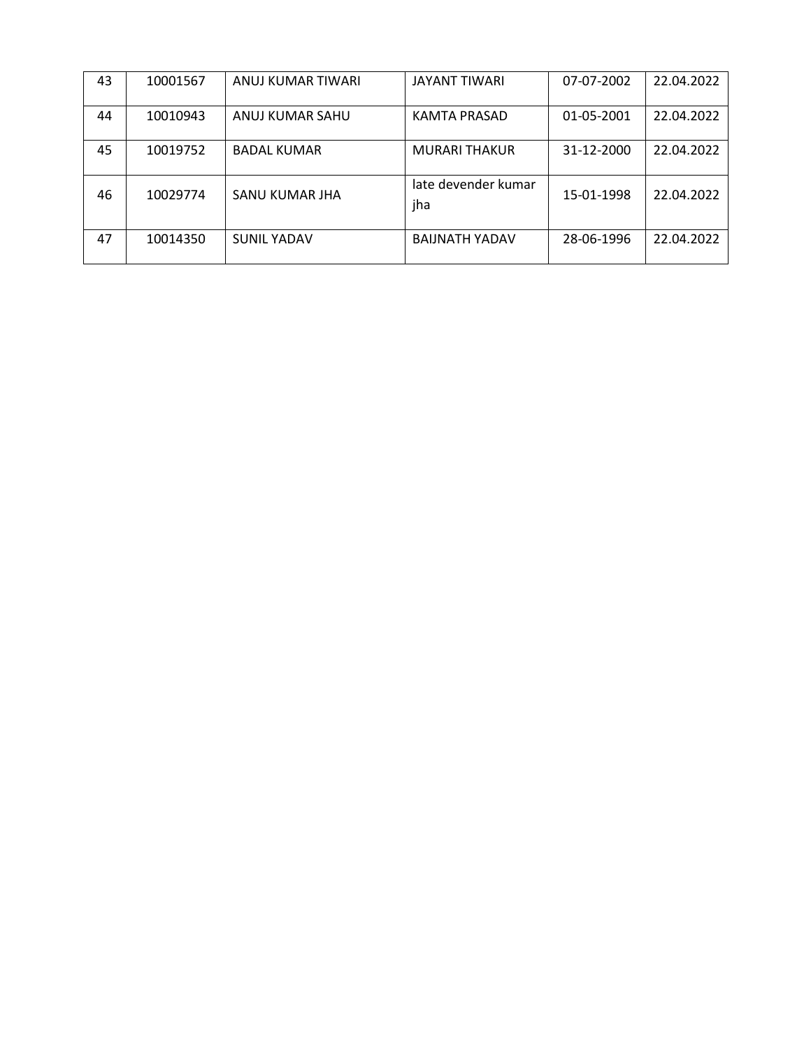| | | | | | |
|---|---|---|---|---|---|
| 43 | 10001567 | ANUJ KUMAR TIWARI | JAYANT TIWARI | 07-07-2002 | 22.04.2022 |
| 44 | 10010943 | ANUJ KUMAR SAHU | KAMTA PRASAD | 01-05-2001 | 22.04.2022 |
| 45 | 10019752 | BADAL KUMAR | MURARI THAKUR | 31-12-2000 | 22.04.2022 |
| 46 | 10029774 | SANU KUMAR JHA | late devender kumar jha | 15-01-1998 | 22.04.2022 |
| 47 | 10014350 | SUNIL YADAV | BAIJNATH YADAV | 28-06-1996 | 22.04.2022 |